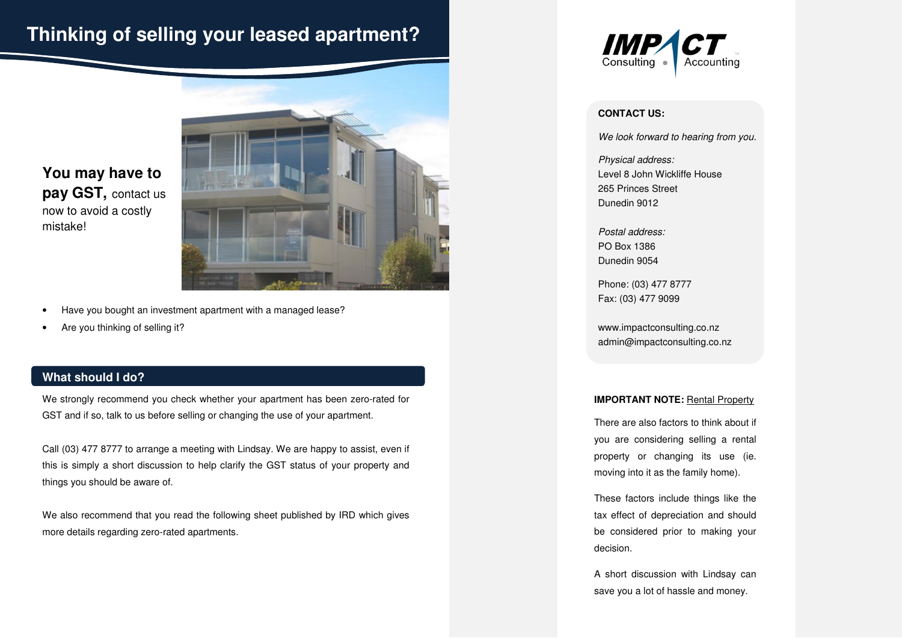# Thinking of selling your leased apartment?

**You may have to pay GST,** contact us now to avoid a costly mistake!

- Have you bought an investment apartment with a managed lease?
- Are you thinking of selling it?

## What should I do?

We strongly recommend you check whether your apartment has been zero-rated for GST and if so, talk to us before selling or changing the use of your apartment.

Call (03) 477 8777 to arrange a meeting with Lindsay. We are happy to assist, even if this is simply a short discussion to help clarify the GST status of your property and things you should be aware of.

We also recommend that you read the following sheet published by IRD which gives more details regarding zero-rated apartments.

IMPACT Consulting • Accounting

**CONTACT US:**

*We look forward to hearing from you.*

*Physical address:*
Level 8 John Wickliffe House
265 Princes Street
Dunedin 9012

*Postal address:*
PO Box 1386
Dunedin 9054

Phone: (03) 477 8777
Fax: (03) 477 9099

www.impactconsulting.co.nz
admin@impactconsulting.co.nz

**IMPORTANT NOTE:** Rental Property

There are also factors to think about if you are considering selling a rental property or changing its use (ie. moving into it as the family home).

These factors include things like the tax effect of depreciation and should be considered prior to making your decision.

A short discussion with Lindsay can save you a lot of hassle and money.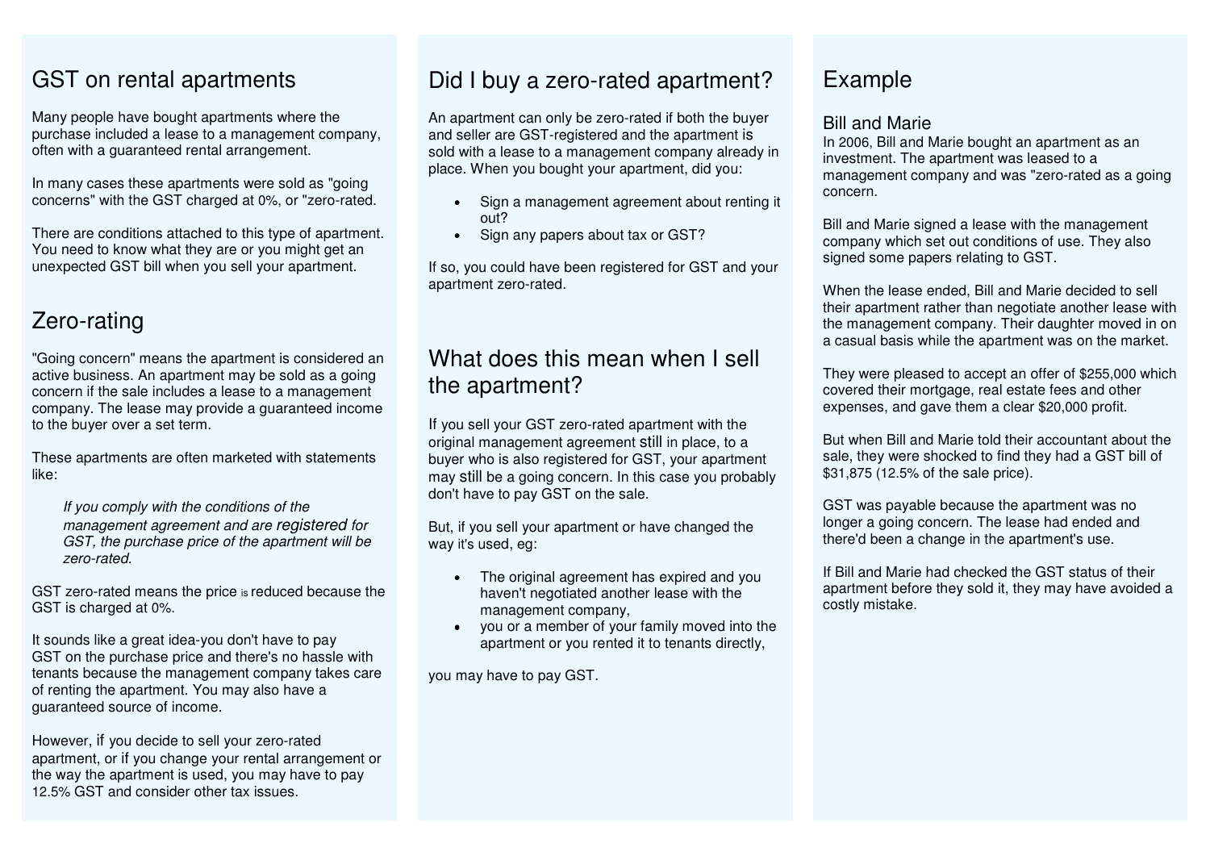## GST on rental apartments

Many people have bought apartments where the purchase included a lease to a management company, often with a guaranteed rental arrangement.

In many cases these apartments were sold as "going concerns" with the GST charged at 0%, or "zero-rated.

There are conditions attached to this type of apartment. You need to know what they are or you might get an unexpected GST bill when you sell your apartment.

## Zero-rating

"Going concern" means the apartment is considered an active business. An apartment may be sold as a going concern if the sale includes a lease to a management company. The lease may provide a guaranteed income to the buyer over a set term.

These apartments are often marketed with statements like:

> *If you comply with the conditions of the management agreement and are registered for GST, the purchase price of the apartment will be zero-rated.*

GST zero-rated means the price is reduced because the GST is charged at 0%.

It sounds like a great idea-you don't have to pay GST on the purchase price and there's no hassle with tenants because the management company takes care of renting the apartment. You may also have a guaranteed source of income.

However, if you decide to sell your zero-rated apartment, or if you change your rental arrangement or the way the apartment is used, you may have to pay 12.5% GST and consider other tax issues.

## Did I buy a zero-rated apartment?

An apartment can only be zero-rated if both the buyer and seller are GST-registered and the apartment is sold with a lease to a management company already in place. When you bought your apartment, did you:

- Sign a management agreement about renting it out?
- Sign any papers about tax or GST?

If so, you could have been registered for GST and your apartment zero-rated.

## What does this mean when I sell the apartment?

If you sell your GST zero-rated apartment with the original management agreement still in place, to a buyer who is also registered for GST, your apartment may still be a going concern. In this case you probably don't have to pay GST on the sale.

But, if you sell your apartment or have changed the way it's used, eg:

- The original agreement has expired and you haven't negotiated another lease with the management company,
- you or a member of your family moved into the apartment or you rented it to tenants directly,

you may have to pay GST.

## Example

### Bill and Marie

In 2006, Bill and Marie bought an apartment as an investment. The apartment was leased to a management company and was "zero-rated as a going concern.

Bill and Marie signed a lease with the management company which set out conditions of use. They also signed some papers relating to GST.

When the lease ended, Bill and Marie decided to sell their apartment rather than negotiate another lease with the management company. Their daughter moved in on a casual basis while the apartment was on the market.

They were pleased to accept an offer of $255,000 which covered their mortgage, real estate fees and other expenses, and gave them a clear $20,000 profit.

But when Bill and Marie told their accountant about the sale, they were shocked to find they had a GST bill of $31,875 (12.5% of the sale price).

GST was payable because the apartment was no longer a going concern. The lease had ended and there'd been a change in the apartment's use.

If Bill and Marie had checked the GST status of their apartment before they sold it, they may have avoided a costly mistake.